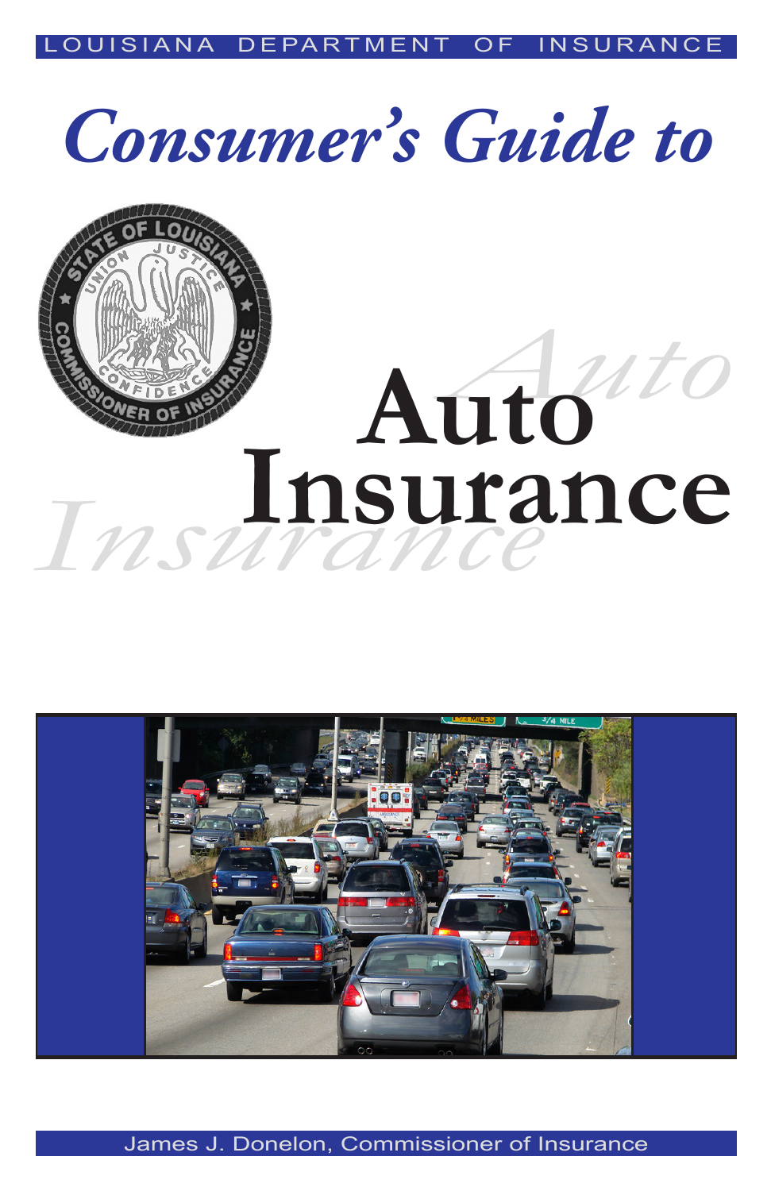LOUISIANA DEPARTMENT OF INSURANCE

# *Consumer's Guide to*

# Auto Insurance

James J. Donelon, Commissioner of Insurance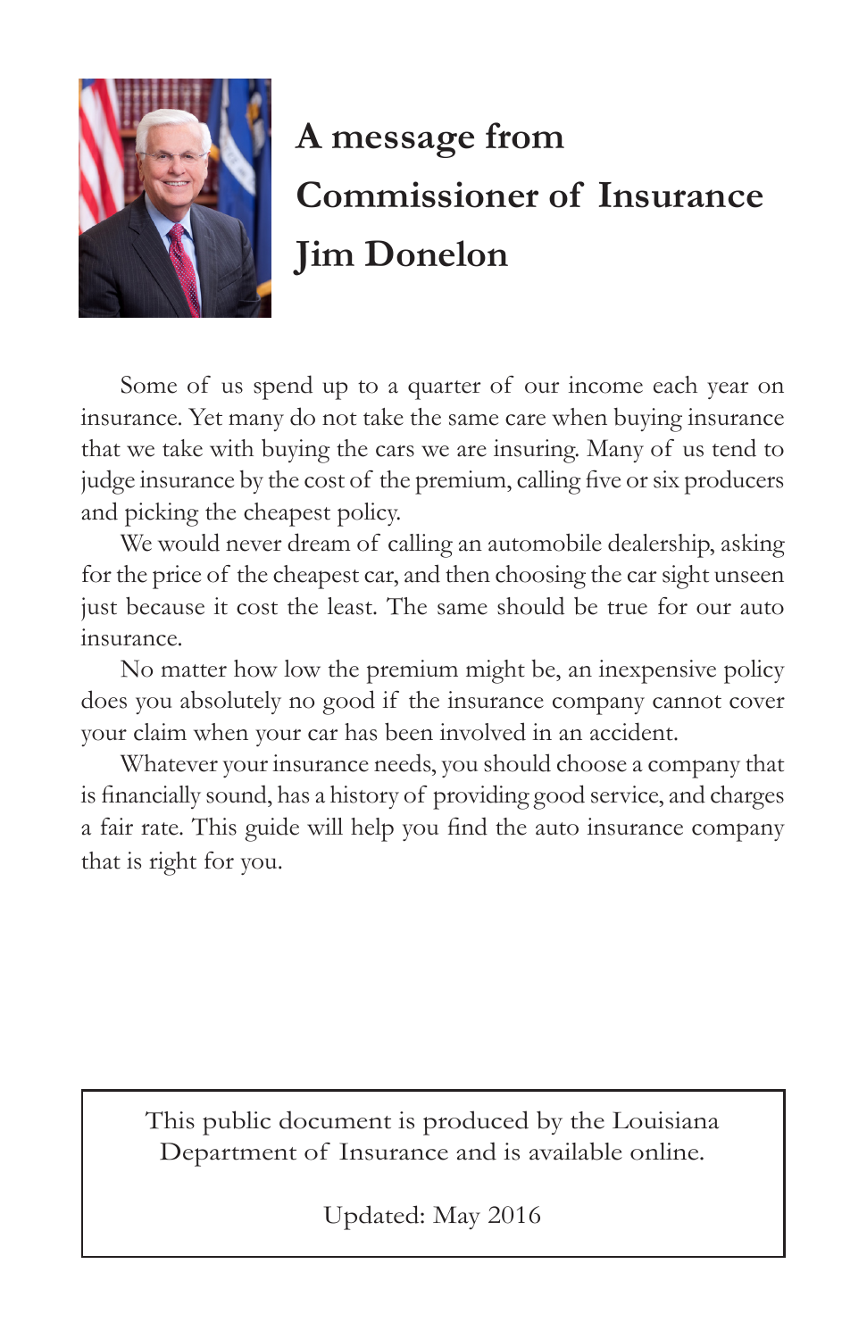# A message from Commissioner of Insurance Jim Donelon

Some of us spend up to a quarter of our income each year on insurance. Yet many do not take the same care when buying insurance that we take with buying the cars we are insuring. Many of us tend to judge insurance by the cost of the premium, calling five or six producers and picking the cheapest policy.

We would never dream of calling an automobile dealership, asking for the price of the cheapest car, and then choosing the car sight unseen just because it cost the least. The same should be true for our auto insurance.

No matter how low the premium might be, an inexpensive policy does you absolutely no good if the insurance company cannot cover your claim when your car has been involved in an accident.

Whatever your insurance needs, you should choose a company that is financially sound, has a history of providing good service, and charges a fair rate. This guide will help you find the auto insurance company that is right for you.

This public document is produced by the Louisiana Department of Insurance and is available online.

Updated: May 2016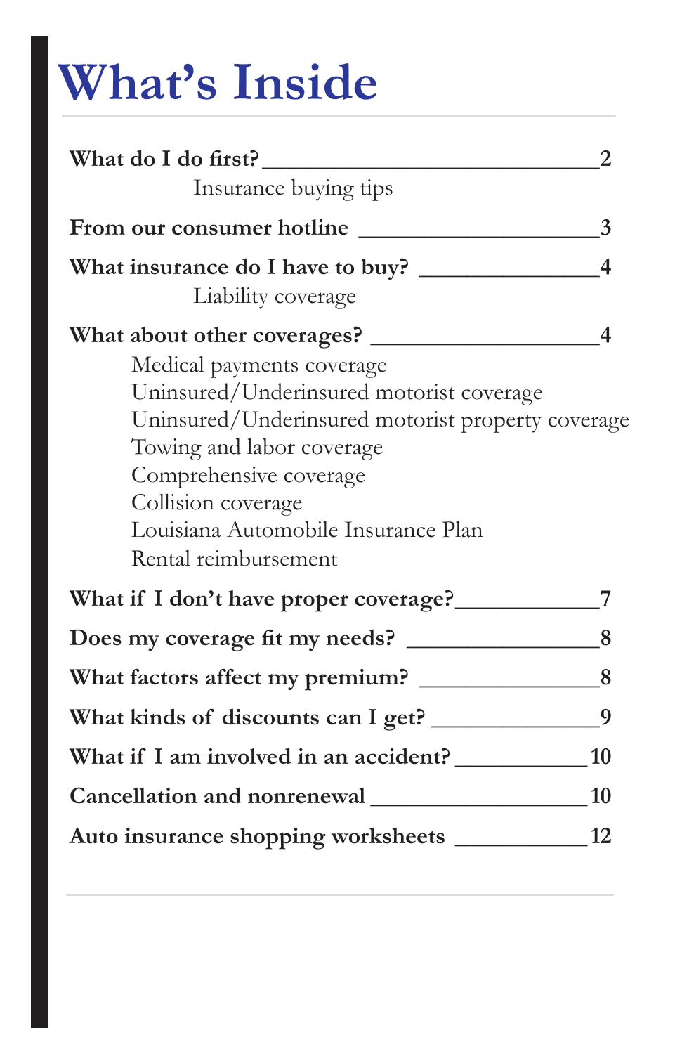# What's Inside

**What do I do first?** ______________________________ **2**

Insurance buying tips

**From our consumer hotline** ______________________ **3**

**What insurance do I have to buy?** ________________ **4**

Liability coverage

**What about other coverages?** ____________________ **4**

- Medical payments coverage
- Uninsured/Underinsured motorist coverage
- Uninsured/Underinsured motorist property coverage
- Towing and labor coverage
- Comprehensive coverage
- Collision coverage
- Louisiana Automobile Insurance Plan
- Rental reimbursement

**What if I don't have proper coverage?** _____________ **7**

**Does my coverage fit my needs?** _________________ **8**

**What factors affect my premium?** ________________ **8**

**What kinds of discounts can I get?** _______________ **9**

**What if I am involved in an accident?** ____________ **10**

**Cancellation and nonrenewal** ____________________ **10**

**Auto insurance shopping worksheets** ____________ **12**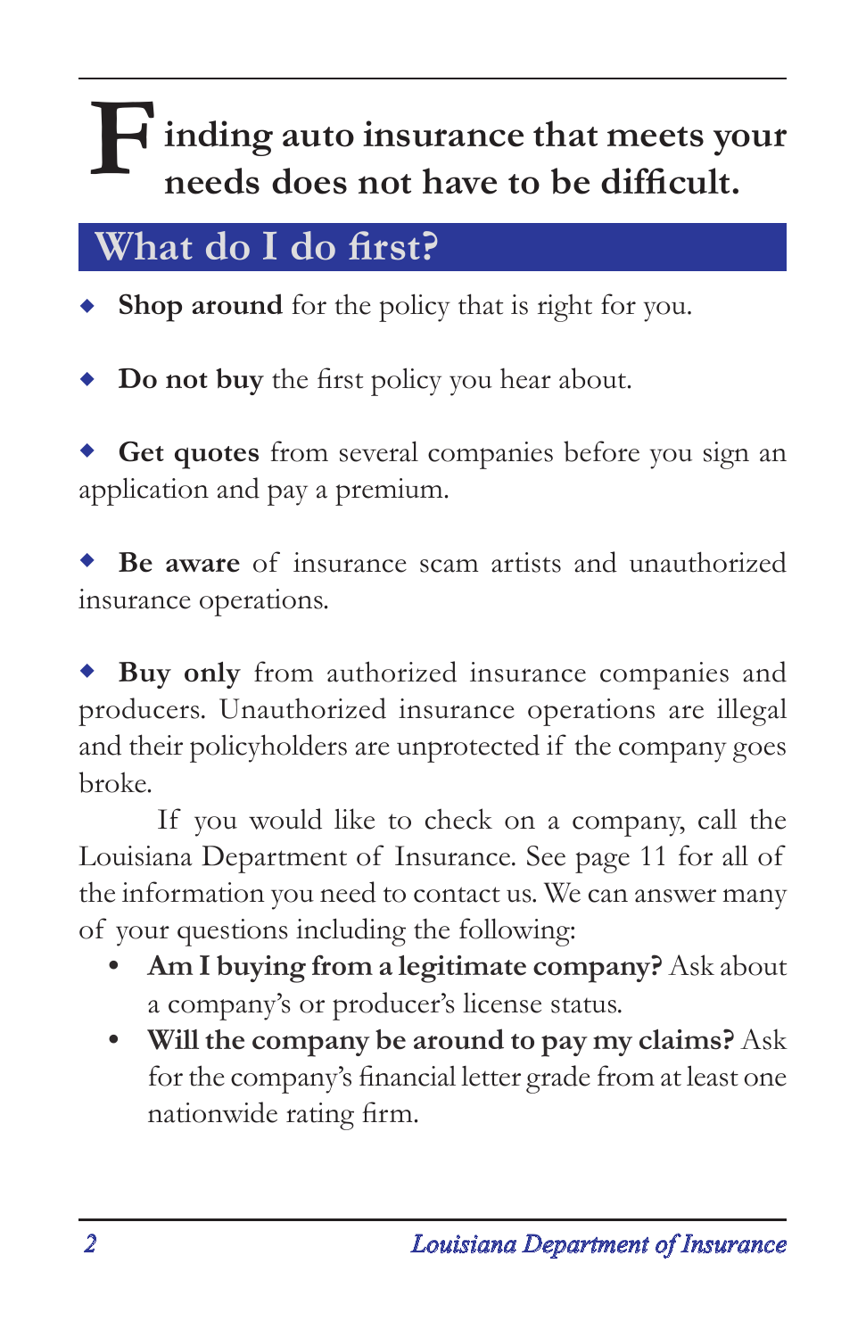# Finding auto insurance that meets your needs does not have to be difficult.

## What do I do first?

- **Shop around** for the policy that is right for you.
- **Do not buy** the first policy you hear about.
- **Get quotes** from several companies before you sign an application and pay a premium.
- **Be aware** of insurance scam artists and unauthorized insurance operations.
- **Buy only** from authorized insurance companies and producers. Unauthorized insurance operations are illegal and their policyholders are unprotected if the company goes broke.

If you would like to check on a company, call the Louisiana Department of Insurance. See page 11 for all of the information you need to contact us. We can answer many of your questions including the following:

- **Am I buying from a legitimate company?** Ask about a company's or producer's license status.
- **Will the company be around to pay my claims?** Ask for the company's financial letter grade from at least one nationwide rating firm.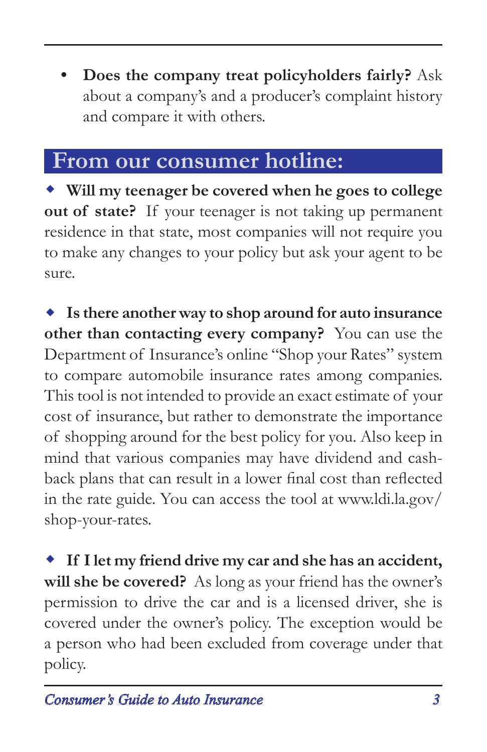- **Does the company treat policyholders fairly?** Ask about a company's and a producer's complaint history and compare it with others.

## From our consumer hotline:

◆ **Will my teenager be covered when he goes to college out of state?** If your teenager is not taking up permanent residence in that state, most companies will not require you to make any changes to your policy but ask your agent to be sure.

◆ **Is there another way to shop around for auto insurance other than contacting every company?** You can use the Department of Insurance's online "Shop your Rates" system to compare automobile insurance rates among companies. This tool is not intended to provide an exact estimate of your cost of insurance, but rather to demonstrate the importance of shopping around for the best policy for you. Also keep in mind that various companies may have dividend and cash-back plans that can result in a lower final cost than reflected in the rate guide. You can access the tool at www.ldi.la.gov/shop-your-rates.

◆ **If I let my friend drive my car and she has an accident, will she be covered?** As long as your friend has the owner's permission to drive the car and is a licensed driver, she is covered under the owner's policy. The exception would be a person who had been excluded from coverage under that policy.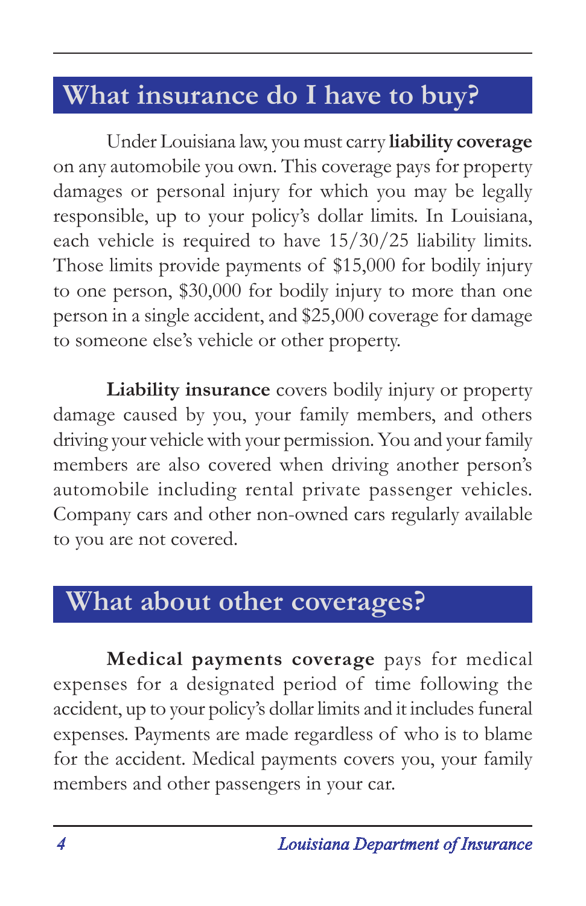## What insurance do I have to buy?

Under Louisiana law, you must carry **liability coverage** on any automobile you own. This coverage pays for property damages or personal injury for which you may be legally responsible, up to your policy's dollar limits. In Louisiana, each vehicle is required to have 15/30/25 liability limits. Those limits provide payments of $15,000 for bodily injury to one person, $30,000 for bodily injury to more than one person in a single accident, and $25,000 coverage for damage to someone else's vehicle or other property.

**Liability insurance** covers bodily injury or property damage caused by you, your family members, and others driving your vehicle with your permission. You and your family members are also covered when driving another person's automobile including rental private passenger vehicles. Company cars and other non-owned cars regularly available to you are not covered.

## What about other coverages?

**Medical payments coverage** pays for medical expenses for a designated period of time following the accident, up to your policy's dollar limits and it includes funeral expenses. Payments are made regardless of who is to blame for the accident. Medical payments covers you, your family members and other passengers in your car.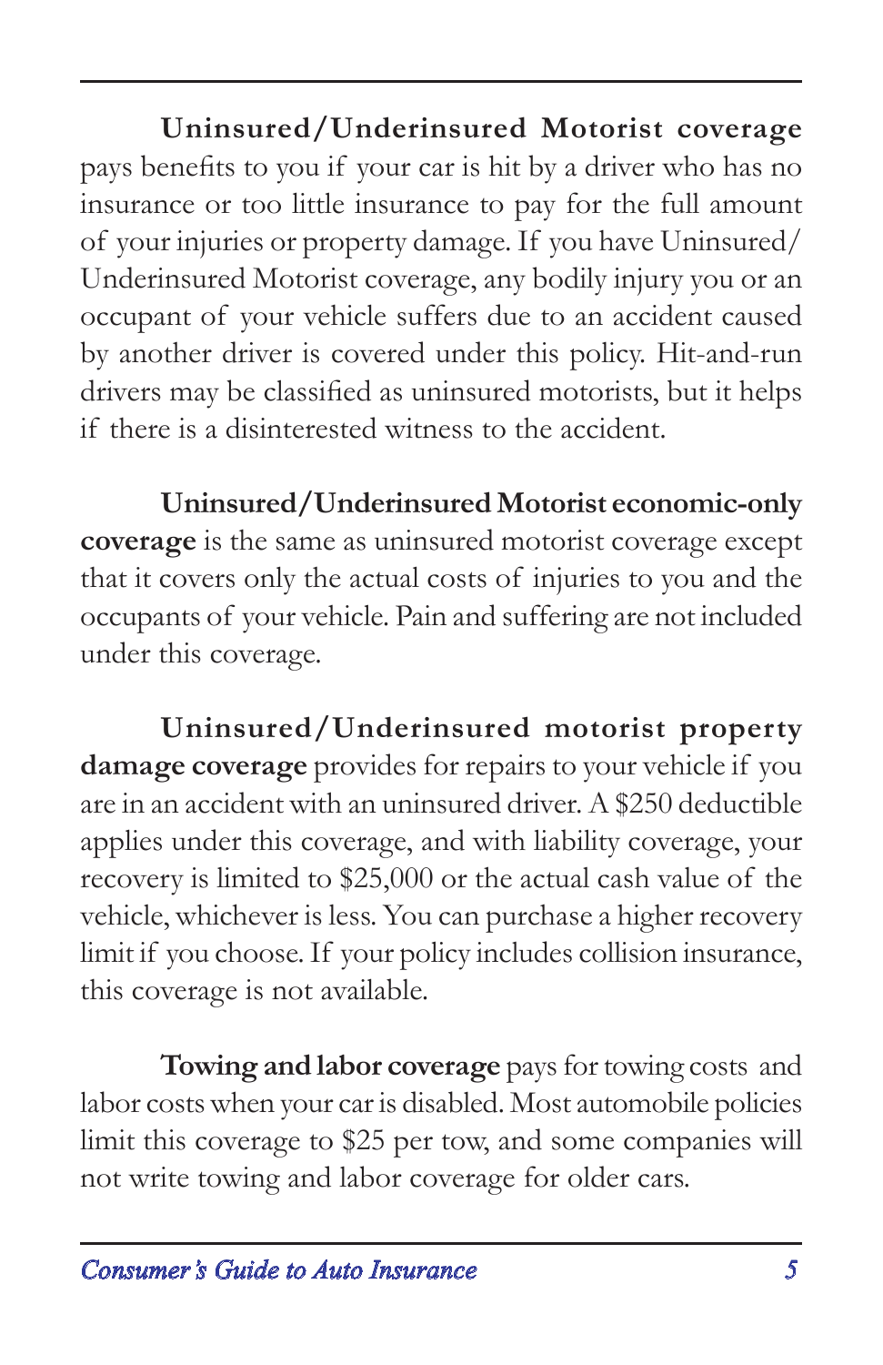**Uninsured/Underinsured Motorist coverage** pays benefits to you if your car is hit by a driver who has no insurance or too little insurance to pay for the full amount of your injuries or property damage. If you have Uninsured/Underinsured Motorist coverage, any bodily injury you or an occupant of your vehicle suffers due to an accident caused by another driver is covered under this policy. Hit-and-run drivers may be classified as uninsured motorists, but it helps if there is a disinterested witness to the accident.

**Uninsured/Underinsured Motorist economic-only coverage** is the same as uninsured motorist coverage except that it covers only the actual costs of injuries to you and the occupants of your vehicle. Pain and suffering are not included under this coverage.

**Uninsured/Underinsured motorist property damage coverage** provides for repairs to your vehicle if you are in an accident with an uninsured driver. A $250 deductible applies under this coverage, and with liability coverage, your recovery is limited to $25,000 or the actual cash value of the vehicle, whichever is less. You can purchase a higher recovery limit if you choose. If your policy includes collision insurance, this coverage is not available.

**Towing and labor coverage** pays for towing costs and labor costs when your car is disabled. Most automobile policies limit this coverage to $25 per tow, and some companies will not write towing and labor coverage for older cars.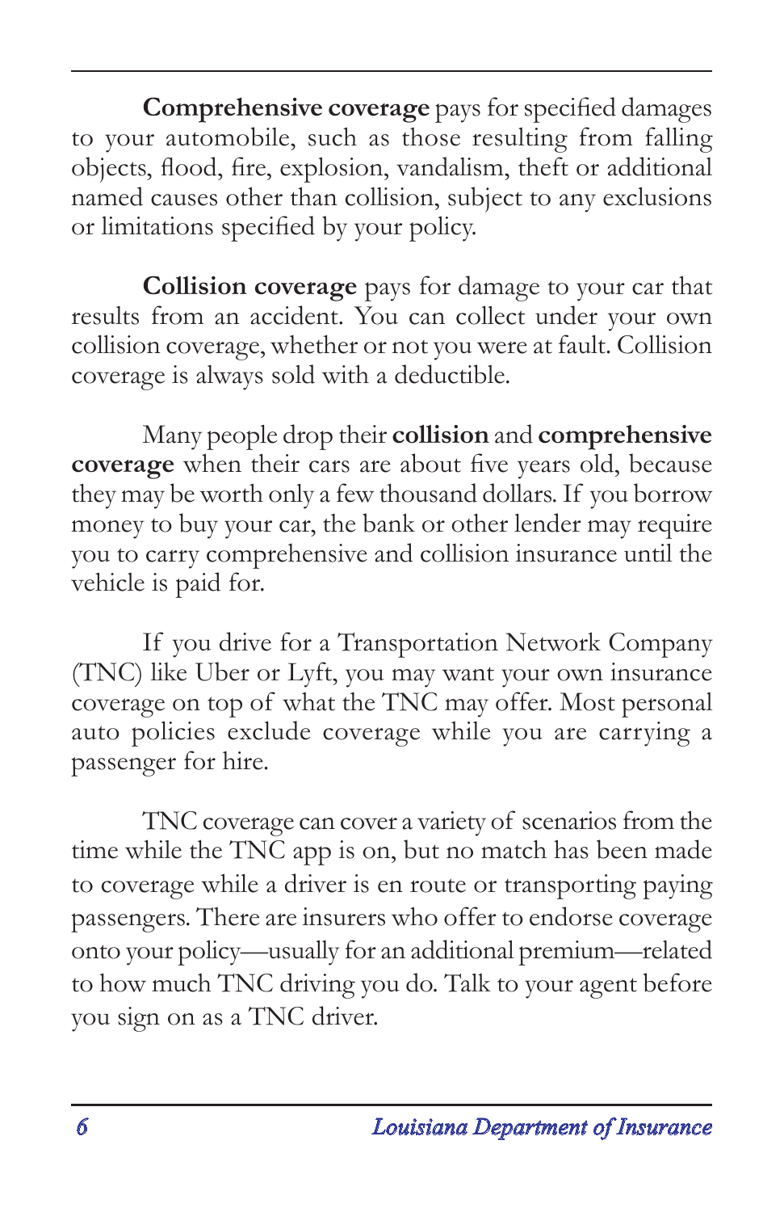**Comprehensive coverage** pays for specified damages to your automobile, such as those resulting from falling objects, flood, fire, explosion, vandalism, theft or additional named causes other than collision, subject to any exclusions or limitations specified by your policy.

**Collision coverage** pays for damage to your car that results from an accident. You can collect under your own collision coverage, whether or not you were at fault. Collision coverage is always sold with a deductible.

Many people drop their **collision** and **comprehensive coverage** when their cars are about five years old, because they may be worth only a few thousand dollars. If you borrow money to buy your car, the bank or other lender may require you to carry comprehensive and collision insurance until the vehicle is paid for.

If you drive for a Transportation Network Company (TNC) like Uber or Lyft, you may want your own insurance coverage on top of what the TNC may offer. Most personal auto policies exclude coverage while you are carrying a passenger for hire.

TNC coverage can cover a variety of scenarios from the time while the TNC app is on, but no match has been made to coverage while a driver is en route or transporting paying passengers. There are insurers who offer to endorse coverage onto your policy—usually for an additional premium—related to how much TNC driving you do. Talk to your agent before you sign on as a TNC driver.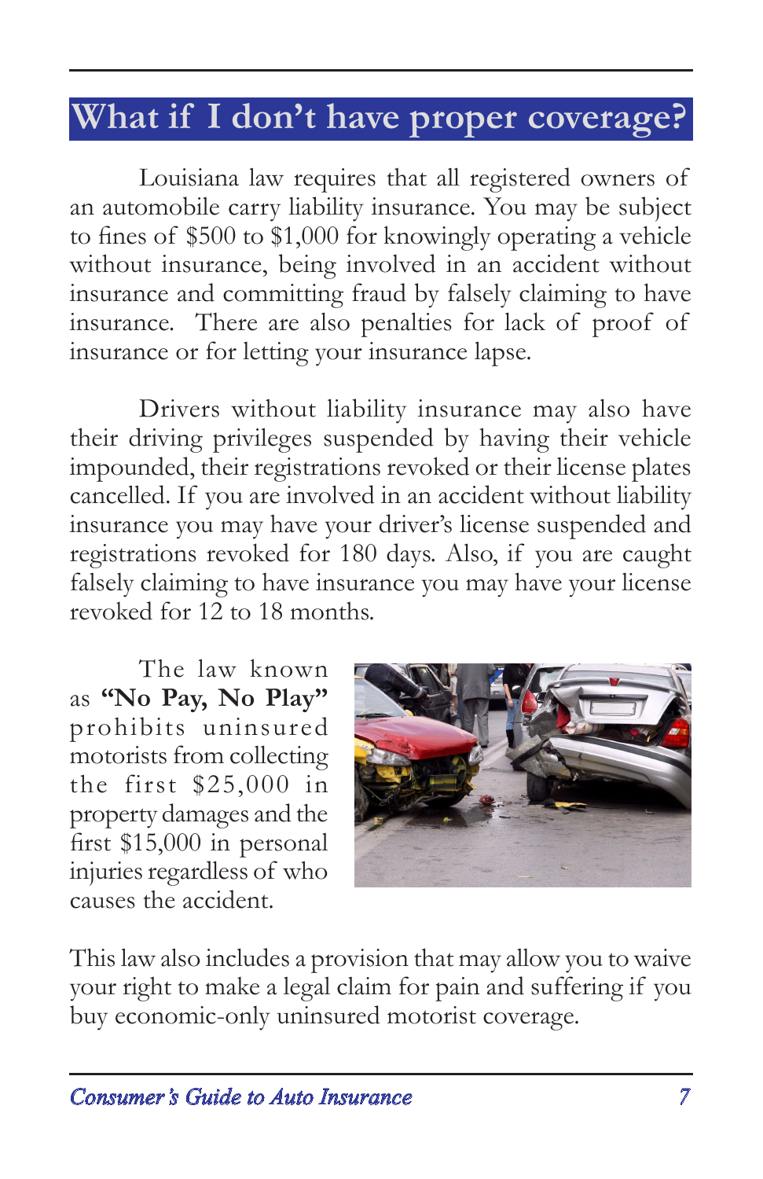## What if I don't have proper coverage?

Louisiana law requires that all registered owners of an automobile carry liability insurance. You may be subject to fines of $500 to $1,000 for knowingly operating a vehicle without insurance, being involved in an accident without insurance and committing fraud by falsely claiming to have insurance. There are also penalties for lack of proof of insurance or for letting your insurance lapse.

Drivers without liability insurance may also have their driving privileges suspended by having their vehicle impounded, their registrations revoked or their license plates cancelled. If you are involved in an accident without liability insurance you may have your driver's license suspended and registrations revoked for 180 days. Also, if you are caught falsely claiming to have insurance you may have your license revoked for 12 to 18 months.

The law known as **"No Pay, No Play"** prohibits uninsured motorists from collecting the first $25,000 in property damages and the first $15,000 in personal injuries regardless of who causes the accident.

This law also includes a provision that may allow you to waive your right to make a legal claim for pain and suffering if you buy economic-only uninsured motorist coverage.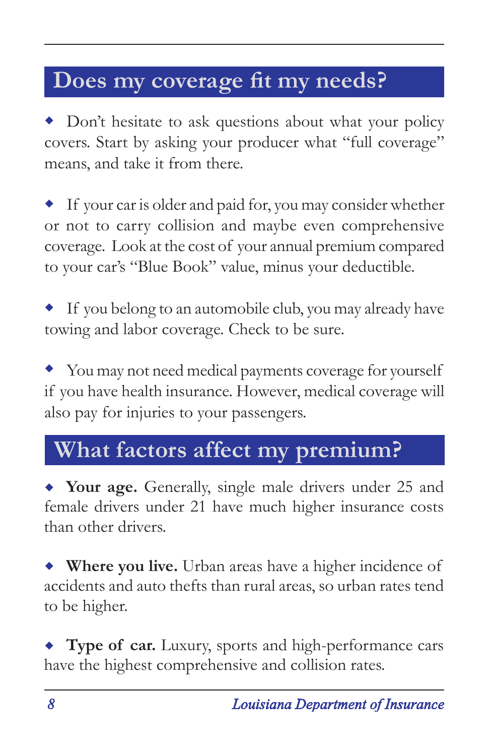## Does my coverage fit my needs?

- Don't hesitate to ask questions about what your policy covers. Start by asking your producer what "full coverage" means, and take it from there.

- If your car is older and paid for, you may consider whether or not to carry collision and maybe even comprehensive coverage. Look at the cost of your annual premium compared to your car's "Blue Book" value, minus your deductible.

- If you belong to an automobile club, you may already have towing and labor coverage. Check to be sure.

- You may not need medical payments coverage for yourself if you have health insurance. However, medical coverage will also pay for injuries to your passengers.

## What factors affect my premium?

- **Your age.** Generally, single male drivers under 25 and female drivers under 21 have much higher insurance costs than other drivers.

- **Where you live.** Urban areas have a higher incidence of accidents and auto thefts than rural areas, so urban rates tend to be higher.

- **Type of car.** Luxury, sports and high-performance cars have the highest comprehensive and collision rates.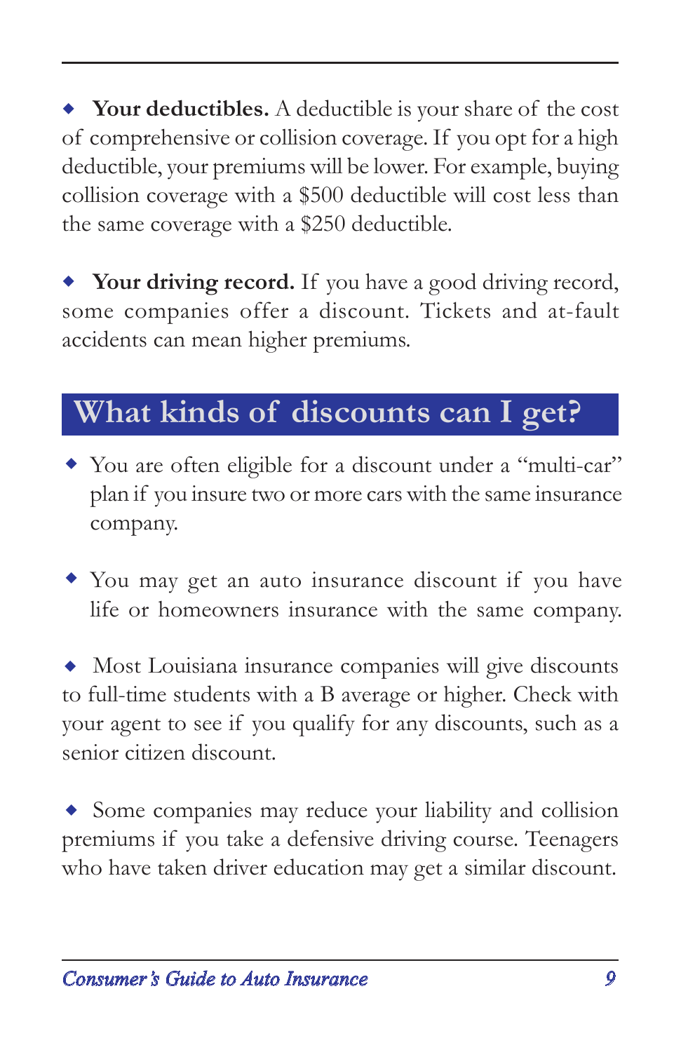- **Your deductibles.** A deductible is your share of the cost of comprehensive or collision coverage. If you opt for a high deductible, your premiums will be lower. For example, buying collision coverage with a $500 deductible will cost less than the same coverage with a $250 deductible.

- **Your driving record.** If you have a good driving record, some companies offer a discount. Tickets and at-fault accidents can mean higher premiums.

## What kinds of discounts can I get?

- You are often eligible for a discount under a "multi-car" plan if you insure two or more cars with the same insurance company.

- You may get an auto insurance discount if you have life or homeowners insurance with the same company.

- Most Louisiana insurance companies will give discounts to full-time students with a B average or higher. Check with your agent to see if you qualify for any discounts, such as a senior citizen discount.

- Some companies may reduce your liability and collision premiums if you take a defensive driving course. Teenagers who have taken driver education may get a similar discount.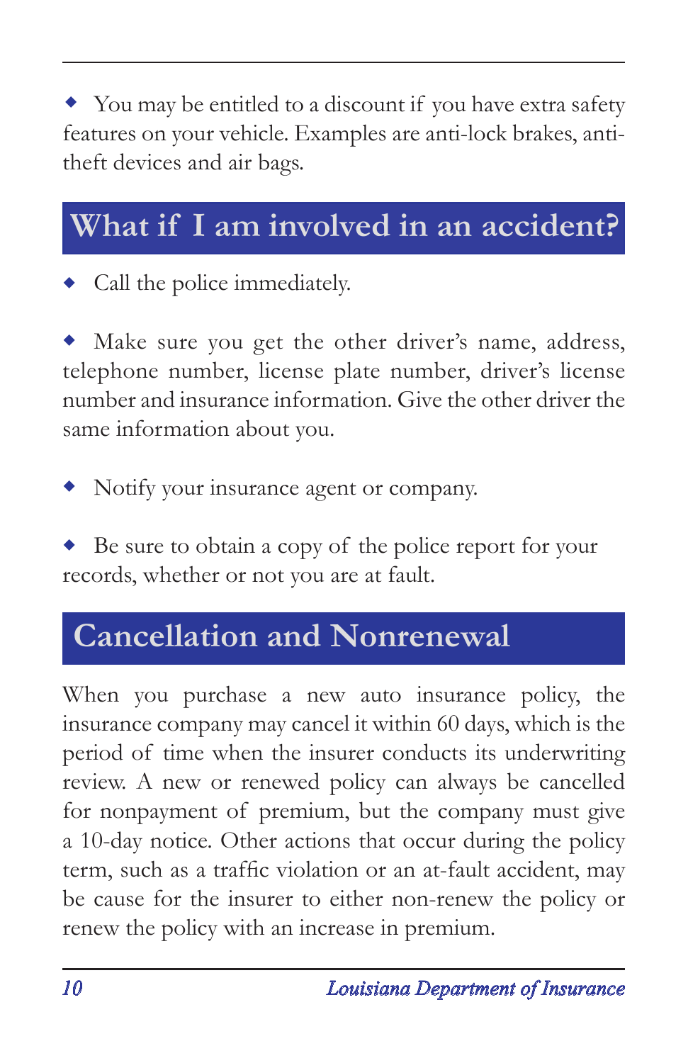- You may be entitled to a discount if you have extra safety features on your vehicle. Examples are anti-lock brakes, anti-theft devices and air bags.

## What if I am involved in an accident?

- Call the police immediately.

- Make sure you get the other driver's name, address, telephone number, license plate number, driver's license number and insurance information. Give the other driver the same information about you.

- Notify your insurance agent or company.

- Be sure to obtain a copy of the police report for your records, whether or not you are at fault.

## Cancellation and Nonrenewal

When you purchase a new auto insurance policy, the insurance company may cancel it within 60 days, which is the period of time when the insurer conducts its underwriting review. A new or renewed policy can always be cancelled for nonpayment of premium, but the company must give a 10-day notice. Other actions that occur during the policy term, such as a traffic violation or an at-fault accident, may be cause for the insurer to either non-renew the policy or renew the policy with an increase in premium.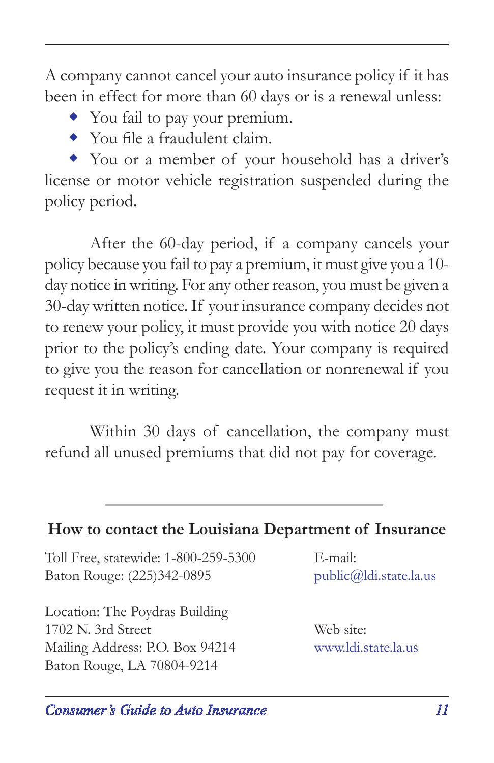A company cannot cancel your auto insurance policy if it has been in effect for more than 60 days or is a renewal unless:

- You fail to pay your premium.
- You file a fraudulent claim.
- You or a member of your household has a driver's license or motor vehicle registration suspended during the policy period.

After the 60-day period, if a company cancels your policy because you fail to pay a premium, it must give you a 10-day notice in writing. For any other reason, you must be given a 30-day written notice. If your insurance company decides not to renew your policy, it must provide you with notice 20 days prior to the policy's ending date. Your company is required to give you the reason for cancellation or nonrenewal if you request it in writing.

Within 30 days of cancellation, the company must refund all unused premiums that did not pay for coverage.

---

### How to contact the Louisiana Department of Insurance

Toll Free, statewide: 1-800-259-5300
Baton Rouge: (225)342-0895

Location: The Poydras Building
1702 N. 3rd Street
Mailing Address: P.O. Box 94214
Baton Rouge, LA 70804-9214

E-mail:
public@ldi.state.la.us

Web site:
www.ldi.state.la.us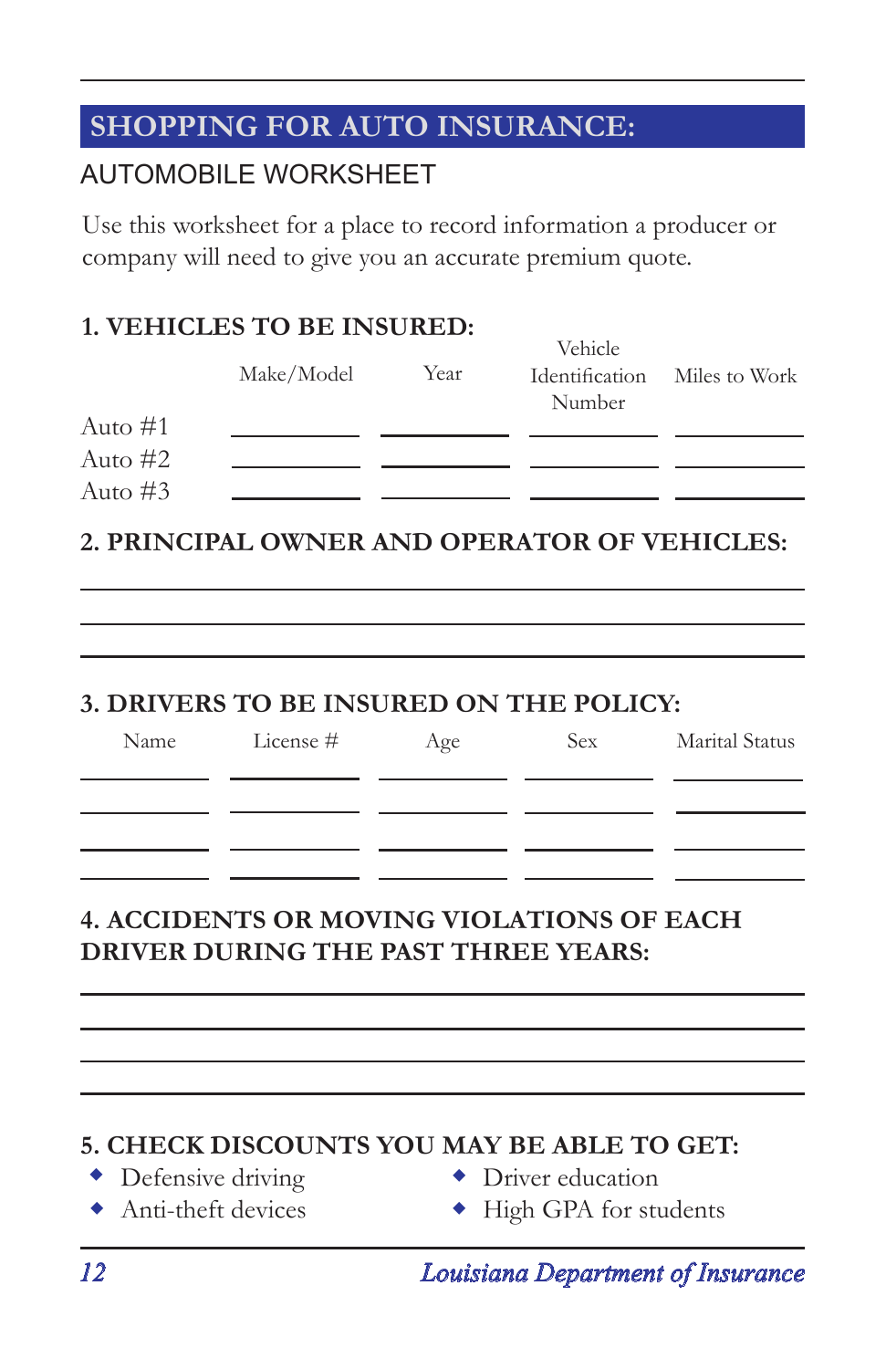## SHOPPING FOR AUTO INSURANCE:

### AUTOMOBILE WORKSHEET

Use this worksheet for a place to record information a producer or company will need to give you an accurate premium quote.

### 1. VEHICLES TO BE INSURED:

| | Make/Model | Year | Vehicle Identification Number | Miles to Work |
|---|---|---|---|---|
| Auto #1 | | | | |
| Auto #2 | | | | |
| Auto #3 | | | | |

### 2. PRINCIPAL OWNER AND OPERATOR OF VEHICLES:

______________________________________________

______________________________________________

______________________________________________

### 3. DRIVERS TO BE INSURED ON THE POLICY:

| Name | License # | Age | Sex | Marital Status |
|---|---|---|---|---|
| | | | | |
| | | | | |
| | | | | |
| | | | | |

### 4. ACCIDENTS OR MOVING VIOLATIONS OF EACH DRIVER DURING THE PAST THREE YEARS:

______________________________________________

______________________________________________

______________________________________________

______________________________________________

### 5. CHECK DISCOUNTS YOU MAY BE ABLE TO GET:

- Defensive driving
- Anti-theft devices
- Driver education
- High GPA for students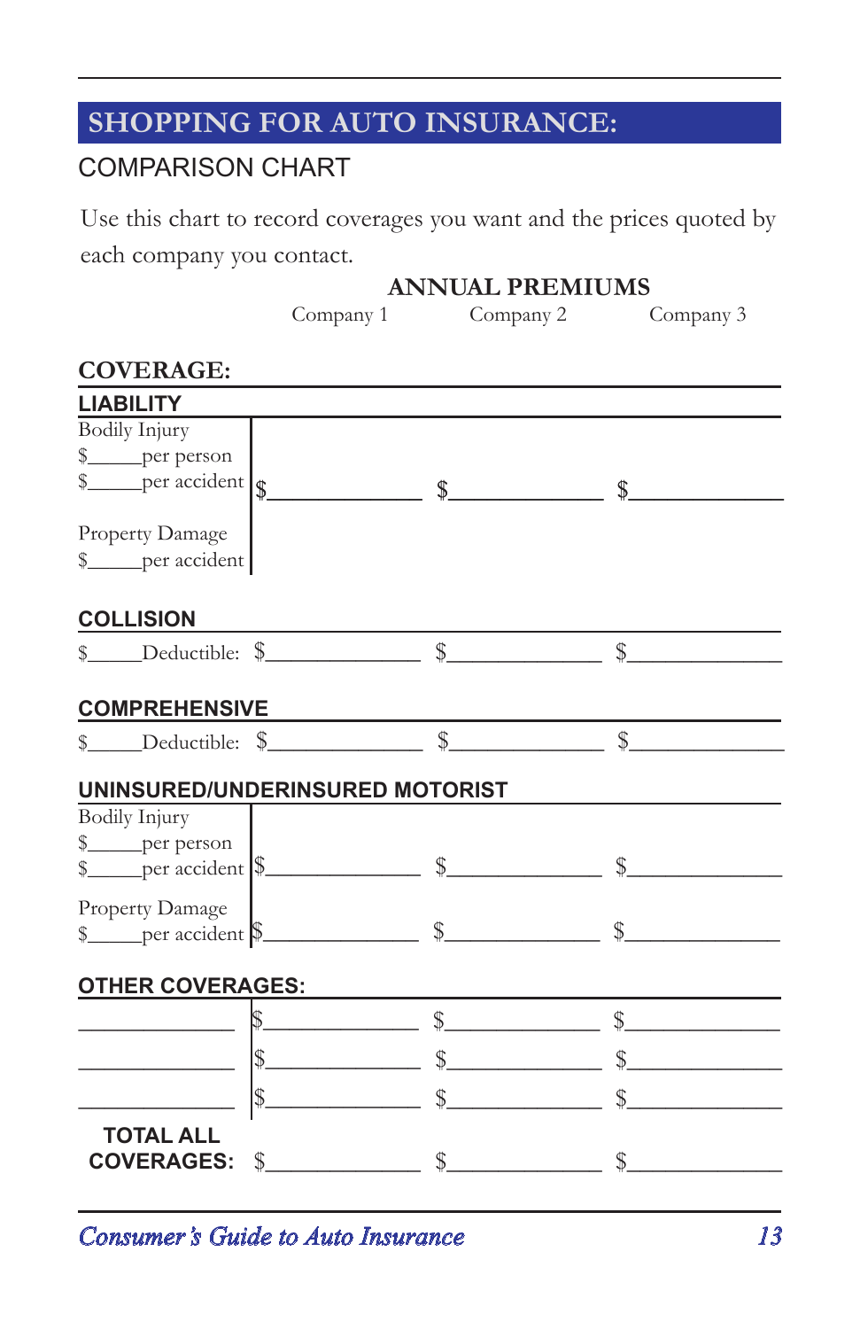## SHOPPING FOR AUTO INSURANCE:

### COMPARISON CHART

Use this chart to record coverages you want and the prices quoted by each company you contact.

| | ANNUAL PREMIUMS | | |
|---|---|---|---|
| | Company 1 | Company 2 | Company 3 |
| **COVERAGE:** | | | |
| **LIABILITY** | | | |
| Bodily Injury<br>$_____per person<br>$_____per accident<br><br>Property Damage<br>$_____per accident | $____________ | $____________ | $____________ |
| **COLLISION** | | | |
| $_____Deductible: | $____________ | $____________ | $____________ |
| **COMPREHENSIVE** | | | |
| $_____Deductible: | $____________ | $____________ | $____________ |
| **UNINSURED/UNDERINSURED MOTORIST** | | | |
| Bodily Injury<br>$_____per person<br>$_____per accident | $____________ | $____________ | $____________ |
| Property Damage<br>$_____per accident | $____________ | $____________ | $____________ |
| **OTHER COVERAGES:** | | | |
| ____________ | $____________ | $____________ | $____________ |
| ____________ | $____________ | $____________ | $____________ |
| ____________ | $____________ | $____________ | $____________ |
| **TOTAL ALL COVERAGES:** | $____________ | $____________ | $____________ |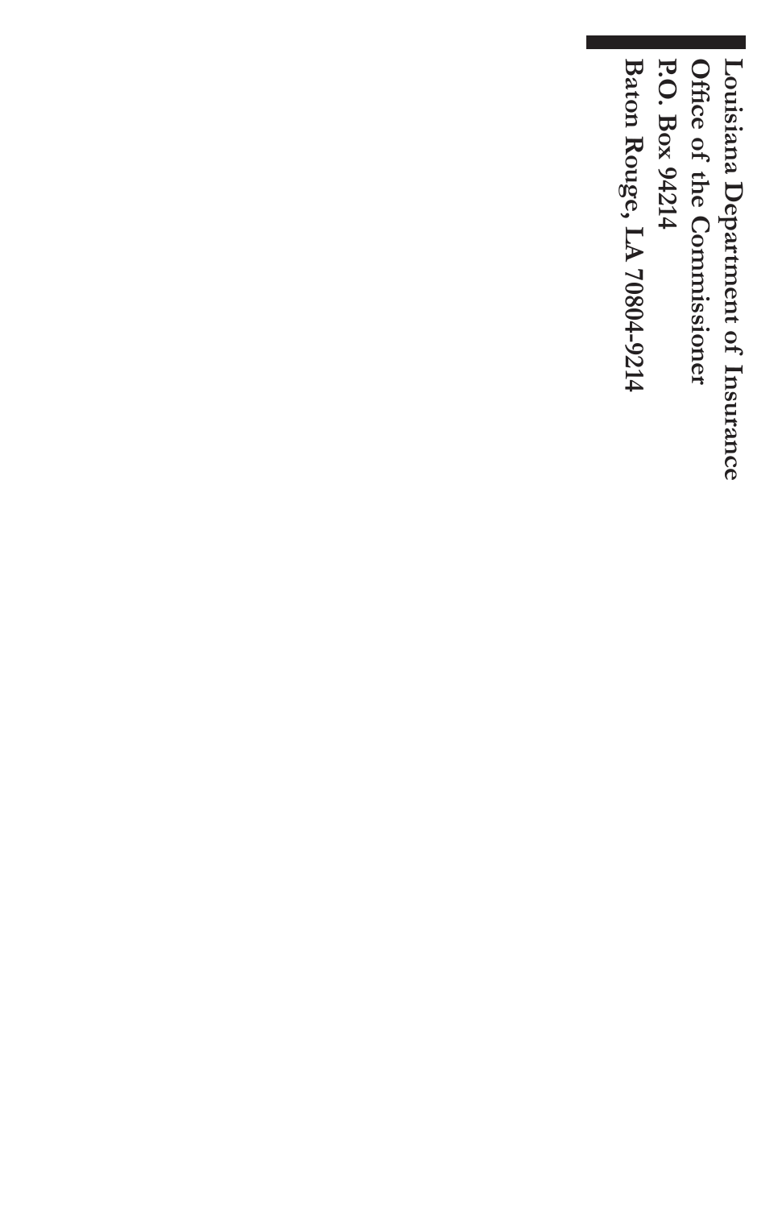Louisiana Department of Insurance
Office of the Commissioner
P.O. Box 94214
Baton Rouge, LA 70804-9214